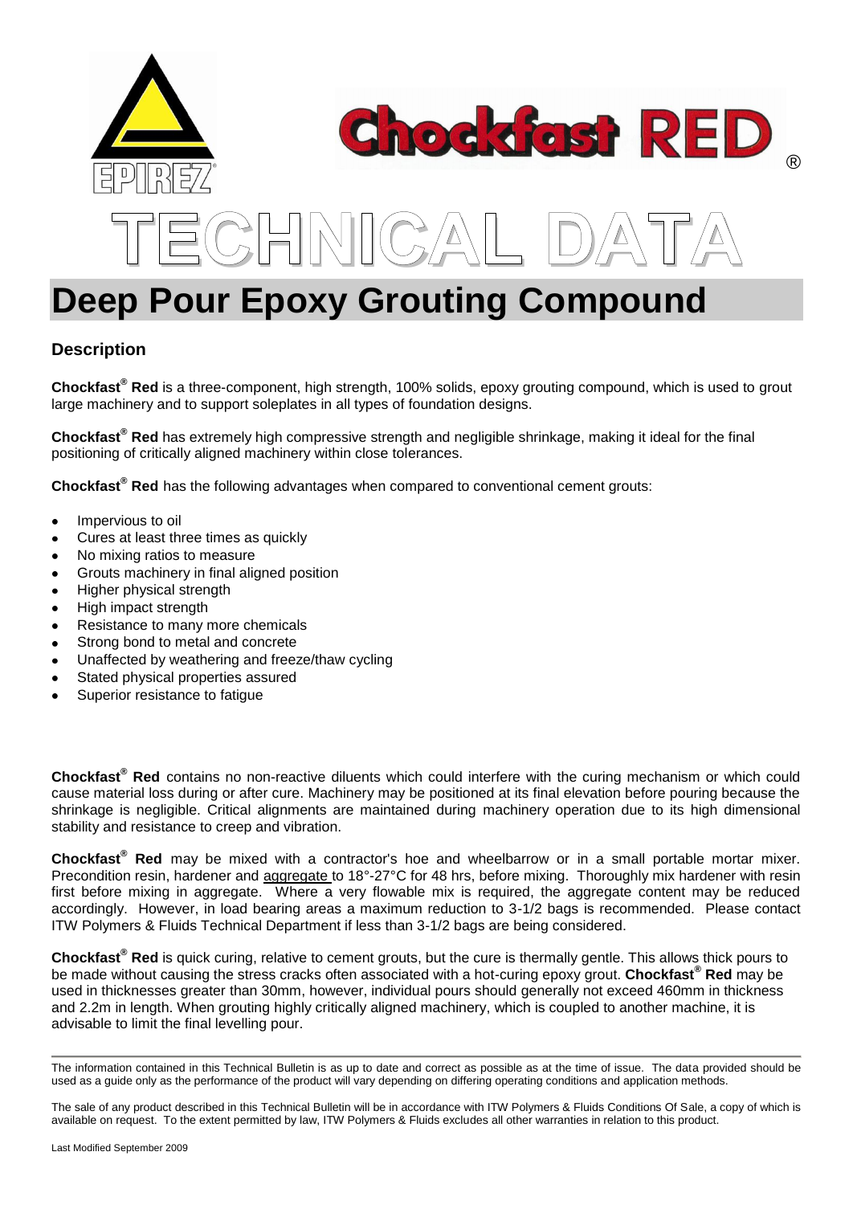# Chockfast® RED

# TECHNICAL DATA

# Deep Pour Epoxy Grouting Compound

## Description

**Chockfast® Red** is a three-component, high strength, 100% solids, epoxy grouting compound, which is used to grout large machinery and to support soleplates in all types of foundation designs.

**Chockfast® Red** has extremely high compressive strength and negligible shrinkage, making it ideal for the final positioning of critically aligned machinery within close tolerances.

**Chockfast® Red** has the following advantages when compared to conventional cement grouts:

- Impervious to oil
- Cures at least three times as quickly
- No mixing ratios to measure
- Grouts machinery in final aligned position
- Higher physical strength
- High impact strength
- Resistance to many more chemicals
- Strong bond to metal and concrete
- Unaffected by weathering and freeze/thaw cycling
- Stated physical properties assured
- Superior resistance to fatigue

**Chockfast® Red** contains no non-reactive diluents which could interfere with the curing mechanism or which could cause material loss during or after cure. Machinery may be positioned at its final elevation before pouring because the shrinkage is negligible. Critical alignments are maintained during machinery operation due to its high dimensional stability and resistance to creep and vibration.

**Chockfast® Red** may be mixed with a contractor's hoe and wheelbarrow or in a small portable mortar mixer. Precondition resin, hardener and aggregate to 18°-27°C for 48 hrs, before mixing. Thoroughly mix hardener with resin first before mixing in aggregate. Where a very flowable mix is required, the aggregate content may be reduced accordingly. However, in load bearing areas a maximum reduction to 3-1/2 bags is recommended. Please contact ITW Polymers & Fluids Technical Department if less than 3-1/2 bags are being considered.

**Chockfast® Red** is quick curing, relative to cement grouts, but the cure is thermally gentle. This allows thick pours to be made without causing the stress cracks often associated with a hot-curing epoxy grout. **Chockfast® Red** may be used in thicknesses greater than 30mm, however, individual pours should generally not exceed 460mm in thickness and 2.2m in length. When grouting highly critically aligned machinery, which is coupled to another machine, it is advisable to limit the final levelling pour.

---

The information contained in this Technical Bulletin is as up to date and correct as possible as at the time of issue. The data provided should be used as a guide only as the performance of the product will vary depending on differing operating conditions and application methods.

The sale of any product described in this Technical Bulletin will be in accordance with ITW Polymers & Fluids Conditions Of Sale, a copy of which is available on request. To the extent permitted by law, ITW Polymers & Fluids excludes all other warranties in relation to this product.

Last Modified September 2009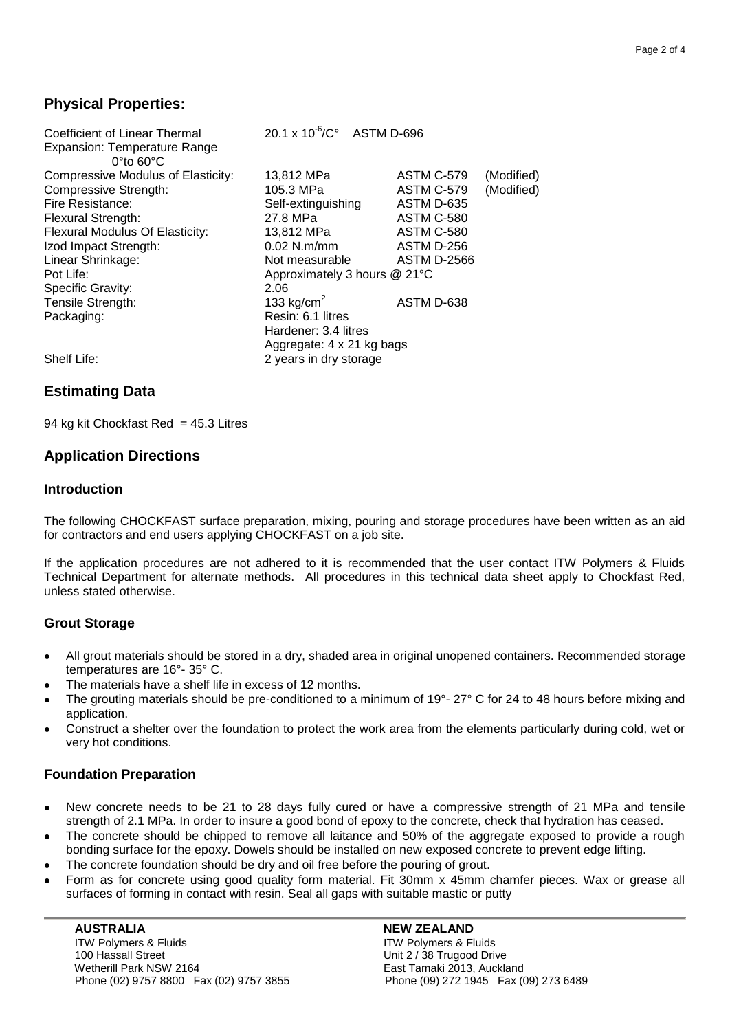## Physical Properties:

| Property | Value | Test Method | |
|---|---|---|---|
| Coefficient of Linear Thermal Expansion: Temperature Range 0°to 60°C | $20.1 \times 10^{-6}$/C° | ASTM D-696 | |
| Compressive Modulus of Elasticity: | 13,812 MPa | ASTM C-579 | (Modified) |
| Compressive Strength: | 105.3 MPa | ASTM C-579 | (Modified) |
| Fire Resistance: | Self-extinguishing | ASTM D-635 | |
| Flexural Strength: | 27.8 MPa | ASTM C-580 | |
| Flexural Modulus Of Elasticity: | 13,812 MPa | ASTM C-580 | |
| Izod Impact Strength: | 0.02 N.m/mm | ASTM D-256 | |
| Linear Shrinkage: | Not measurable | ASTM D-2566 | |
| Pot Life: | Approximately 3 hours @ 21°C | | |
| Specific Gravity: | 2.06 | | |
| Tensile Strength: | 133 kg/cm$^2$ | ASTM D-638 | |
| Packaging: | Resin: 6.1 litres<br>Hardener: 3.4 litres<br>Aggregate: 4 x 21 kg bags | | |
| Shelf Life: | 2 years in dry storage | | |

## Estimating Data

94 kg kit Chockfast Red = 45.3 Litres

## Application Directions

### Introduction

The following CHOCKFAST surface preparation, mixing, pouring and storage procedures have been written as an aid for contractors and end users applying CHOCKFAST on a job site.

If the application procedures are not adhered to it is recommended that the user contact ITW Polymers & Fluids Technical Department for alternate methods. All procedures in this technical data sheet apply to Chockfast Red, unless stated otherwise.

### Grout Storage

- All grout materials should be stored in a dry, shaded area in original unopened containers. Recommended storage temperatures are 16°- 35° C.
- The materials have a shelf life in excess of 12 months.
- The grouting materials should be pre-conditioned to a minimum of 19°- 27° C for 24 to 48 hours before mixing and application.
- Construct a shelter over the foundation to protect the work area from the elements particularly during cold, wet or very hot conditions.

### Foundation Preparation

- New concrete needs to be 21 to 28 days fully cured or have a compressive strength of 21 MPa and tensile strength of 2.1 MPa. In order to insure a good bond of epoxy to the concrete, check that hydration has ceased.
- The concrete should be chipped to remove all laitance and 50% of the aggregate exposed to provide a rough bonding surface for the epoxy. Dowels should be installed on new exposed concrete to prevent edge lifting.
- The concrete foundation should be dry and oil free before the pouring of grout.
- Form as for concrete using good quality form material. Fit 30mm x 45mm chamfer pieces. Wax or grease all surfaces of forming in contact with resin. Seal all gaps with suitable mastic or putty

**AUSTRALIA**
ITW Polymers & Fluids
100 Hassall Street
Wetherill Park NSW 2164
Phone (02) 9757 8800 Fax (02) 9757 3855

**NEW ZEALAND**
ITW Polymers & Fluids
Unit 2 / 38 Trugood Drive
East Tamaki 2013, Auckland
Phone (09) 272 1945 Fax (09) 273 6489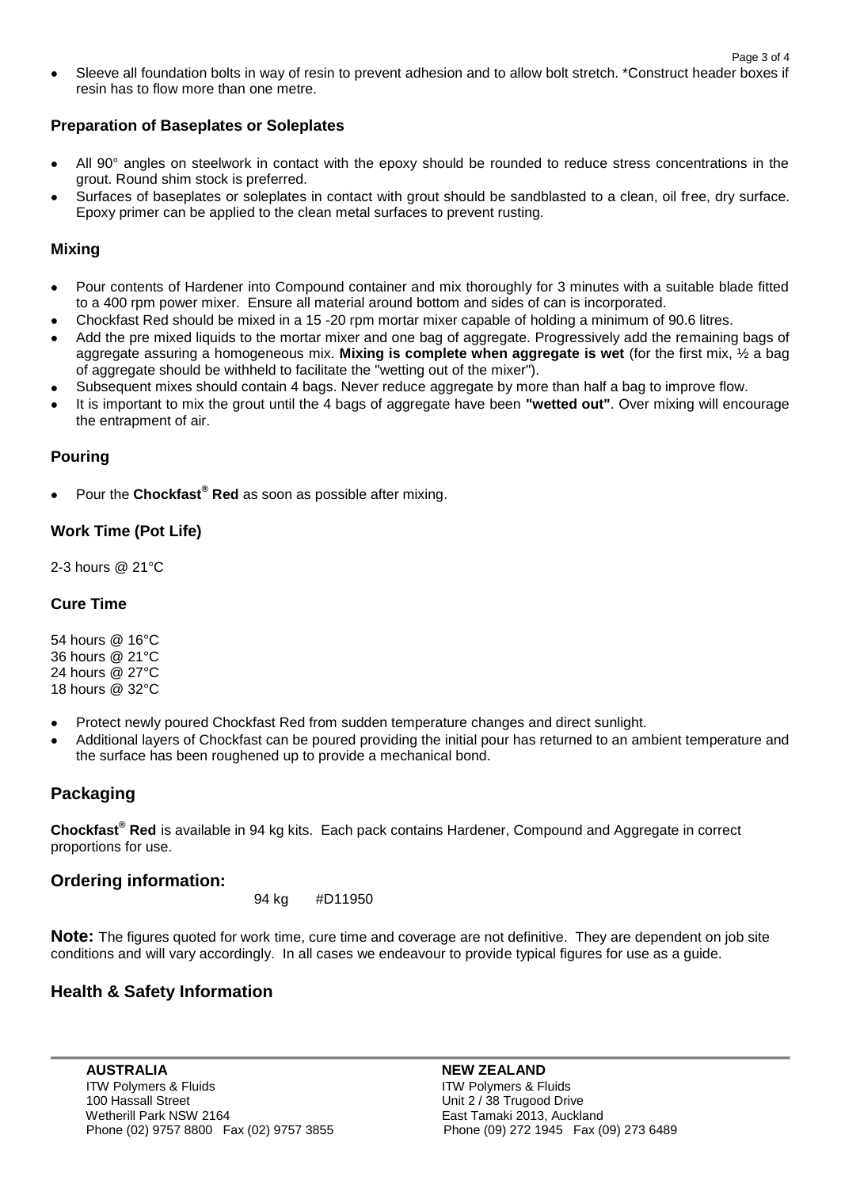- Sleeve all foundation bolts in way of resin to prevent adhesion and to allow bolt stretch. *Construct header boxes if resin has to flow more than one metre.

### Preparation of Baseplates or Soleplates

- All 90° angles on steelwork in contact with the epoxy should be rounded to reduce stress concentrations in the grout. Round shim stock is preferred.
- Surfaces of baseplates or soleplates in contact with grout should be sandblasted to a clean, oil free, dry surface. Epoxy primer can be applied to the clean metal surfaces to prevent rusting.

### Mixing

- Pour contents of Hardener into Compound container and mix thoroughly for 3 minutes with a suitable blade fitted to a 400 rpm power mixer. Ensure all material around bottom and sides of can is incorporated.
- Chockfast Red should be mixed in a 15 -20 rpm mortar mixer capable of holding a minimum of 90.6 litres.
- Add the pre mixed liquids to the mortar mixer and one bag of aggregate. Progressively add the remaining bags of aggregate assuring a homogeneous mix. **Mixing is complete when aggregate is wet** (for the first mix, ½ a bag of aggregate should be withheld to facilitate the "wetting out of the mixer").
- Subsequent mixes should contain 4 bags. Never reduce aggregate by more than half a bag to improve flow.
- It is important to mix the grout until the 4 bags of aggregate have been **"wetted out"**. Over mixing will encourage the entrapment of air.

### Pouring

- Pour the **Chockfast® Red** as soon as possible after mixing.

### Work Time (Pot Life)

2-3 hours @ 21°C

### Cure Time

54 hours @ 16°C
36 hours @ 21°C
24 hours @ 27°C
18 hours @ 32°C

- Protect newly poured Chockfast Red from sudden temperature changes and direct sunlight.
- Additional layers of Chockfast can be poured providing the initial pour has returned to an ambient temperature and the surface has been roughened up to provide a mechanical bond.

## Packaging

**Chockfast® Red** is available in 94 kg kits. Each pack contains Hardener, Compound and Aggregate in correct proportions for use.

## Ordering information:

94 kg #D11950

**Note:** The figures quoted for work time, cure time and coverage are not definitive. They are dependent on job site conditions and will vary accordingly. In all cases we endeavour to provide typical figures for use as a guide.

## Health & Safety Information

**AUSTRALIA**
ITW Polymers & Fluids
100 Hassall Street
Wetherill Park NSW 2164
Phone (02) 9757 8800 Fax (02) 9757 3855

**NEW ZEALAND**
ITW Polymers & Fluids
Unit 2 / 38 Trugood Drive
East Tamaki 2013, Auckland
Phone (09) 272 1945 Fax (09) 273 6489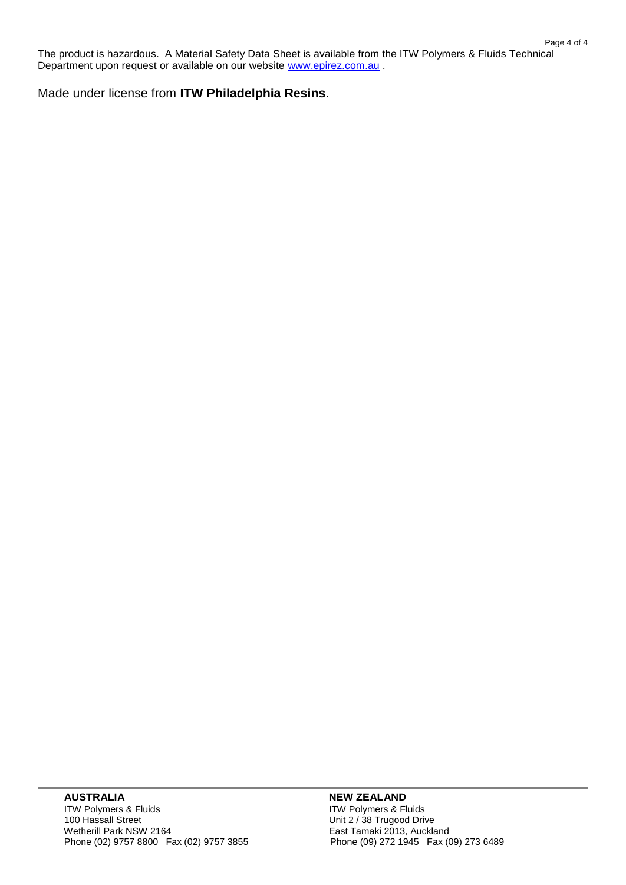The product is hazardous. A Material Safety Data Sheet is available from the ITW Polymers & Fluids Technical Department upon request or available on our website www.epirez.com.au .

Made under license from **ITW Philadelphia Resins**.

**AUSTRALIA**
ITW Polymers & Fluids
100 Hassall Street
Wetherill Park NSW 2164
Phone (02) 9757 8800 Fax (02) 9757 3855

**NEW ZEALAND**
ITW Polymers & Fluids
Unit 2 / 38 Trugood Drive
East Tamaki 2013, Auckland
Phone (09) 272 1945 Fax (09) 273 6489